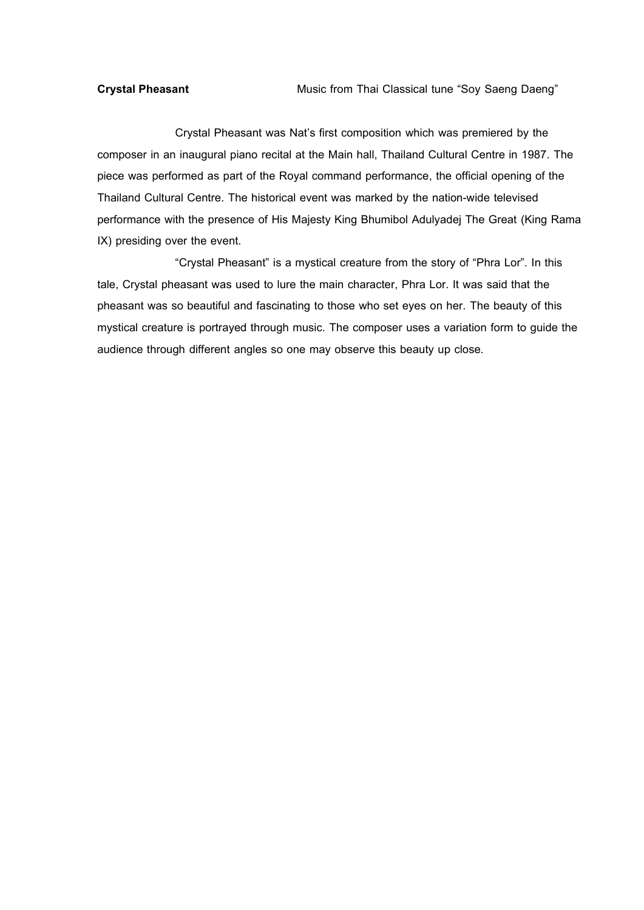**Crystal Pheasant** Music from Thai Classical tune “Soy Saeng Daeng”

Crystal Pheasant was Nat’s first composition which was premiered by the composer in an inaugural piano recital at the Main hall, Thailand Cultural Centre in 1987. The piece was performed as part of the Royal command performance, the official opening of the Thailand Cultural Centre. The historical event was marked by the nation-wide televised performance with the presence of His Majesty King Bhumibol Adulyadej The Great (King Rama IX) presiding over the event.

“Crystal Pheasant” is a mystical creature from the story of “Phra Lor”. In this tale, Crystal pheasant was used to lure the main character, Phra Lor. It was said that the pheasant was so beautiful and fascinating to those who set eyes on her. The beauty of this mystical creature is portrayed through music. The composer uses a variation form to guide the audience through different angles so one may observe this beauty up close.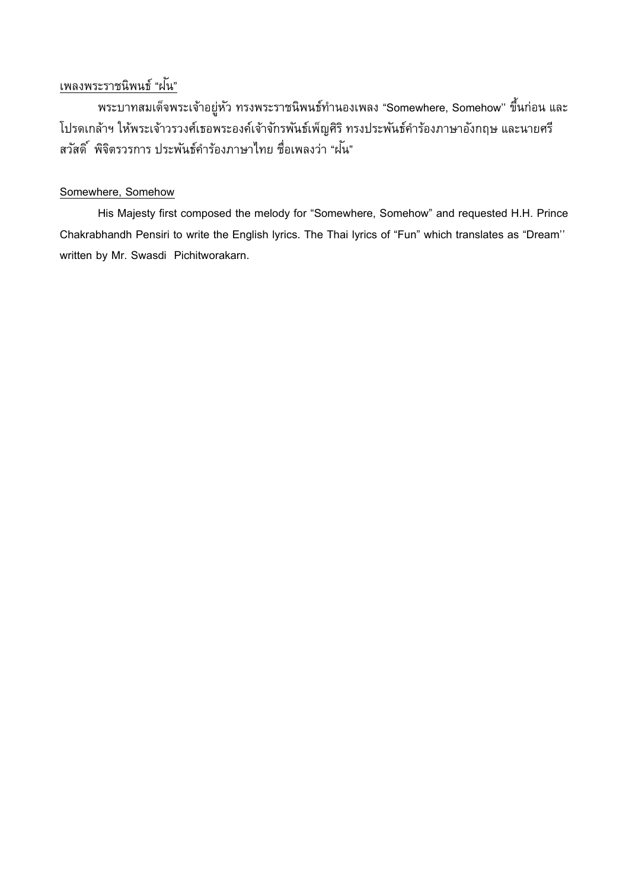<u>เพลงพระราชนิพนธ์ "ฝัน"</u>

พระบาทสมเด็จพระเจ้าอยู่หัว ทรงพระราชนิพนธ์ทำนองเพลง "Somewhere, Somehow" ขึ้นก่อน และโปรดเกล้าฯ ให้พระเจ้าวรวงศ์เธอพระองค์เจ้าจักรพันธ์เพ็ญศิริ ทรงประพันธ์คำร้องภาษาอังกฤษ และนายศรีสวัสดิ์ พิจิตรวรการ ประพันธ์คำร้องภาษาไทย ชื่อเพลงว่า "ฝัน"

<u>Somewhere, Somehow</u>

His Majesty first composed the melody for "Somewhere, Somehow" and requested H.H. Prince Chakrabhandh Pensiri to write the English lyrics. The Thai lyrics of "Fun" which translates as "Dream'' written by Mr. Swasdi Pichitworakarn.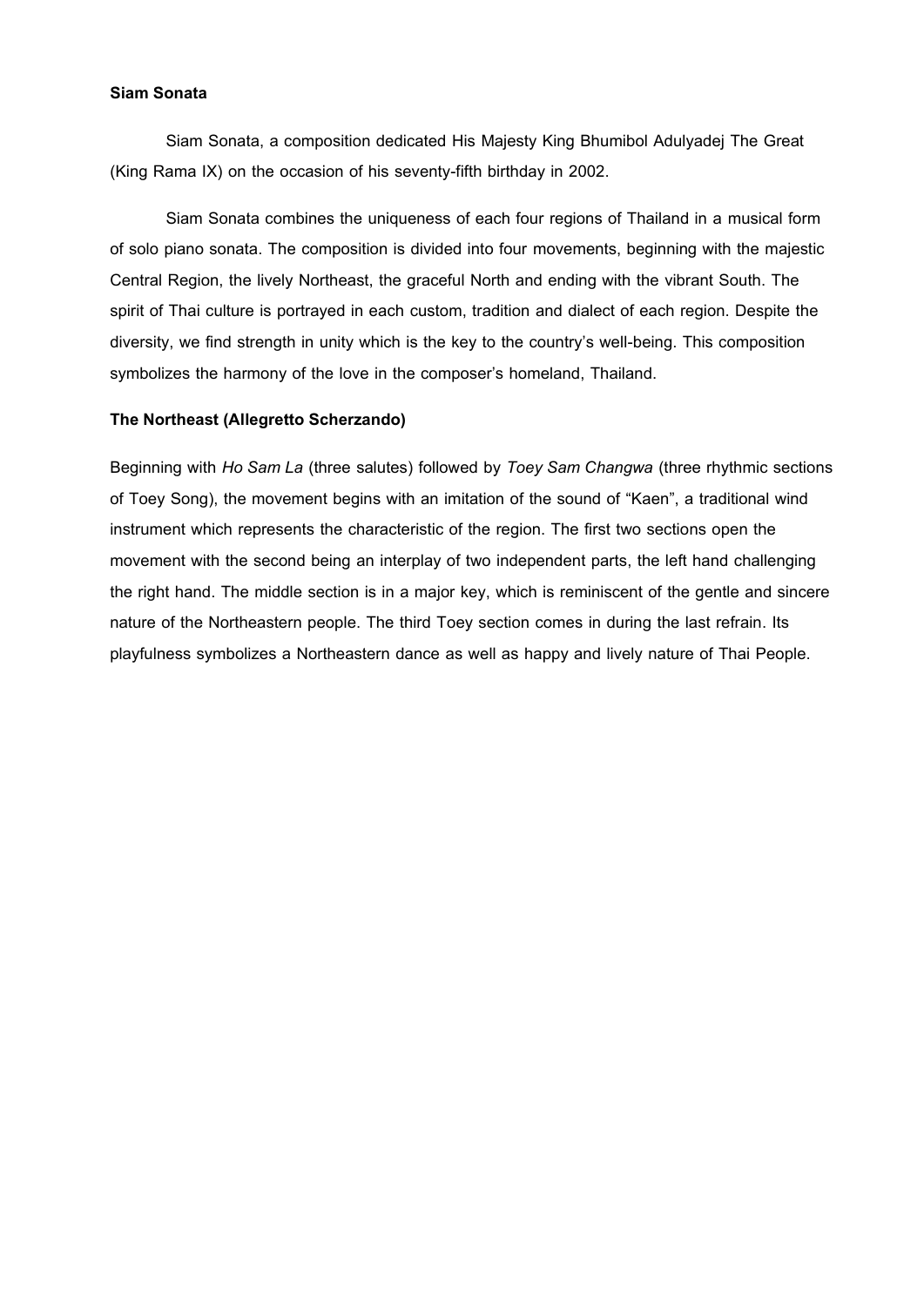**Siam Sonata**

Siam Sonata, a composition dedicated His Majesty King Bhumibol Adulyadej The Great (King Rama IX) on the occasion of his seventy-fifth birthday in 2002.

Siam Sonata combines the uniqueness of each four regions of Thailand in a musical form of solo piano sonata. The composition is divided into four movements, beginning with the majestic Central Region, the lively Northeast, the graceful North and ending with the vibrant South. The spirit of Thai culture is portrayed in each custom, tradition and dialect of each region. Despite the diversity, we find strength in unity which is the key to the country's well-being. This composition symbolizes the harmony of the love in the composer's homeland, Thailand.

**The Northeast (Allegretto Scherzando)**

Beginning with *Ho Sam La* (three salutes) followed by *Toey Sam Changwa* (three rhythmic sections of Toey Song), the movement begins with an imitation of the sound of "Kaen", a traditional wind instrument which represents the characteristic of the region. The first two sections open the movement with the second being an interplay of two independent parts, the left hand challenging the right hand. The middle section is in a major key, which is reminiscent of the gentle and sincere nature of the Northeastern people. The third Toey section comes in during the last refrain. Its playfulness symbolizes a Northeastern dance as well as happy and lively nature of Thai People.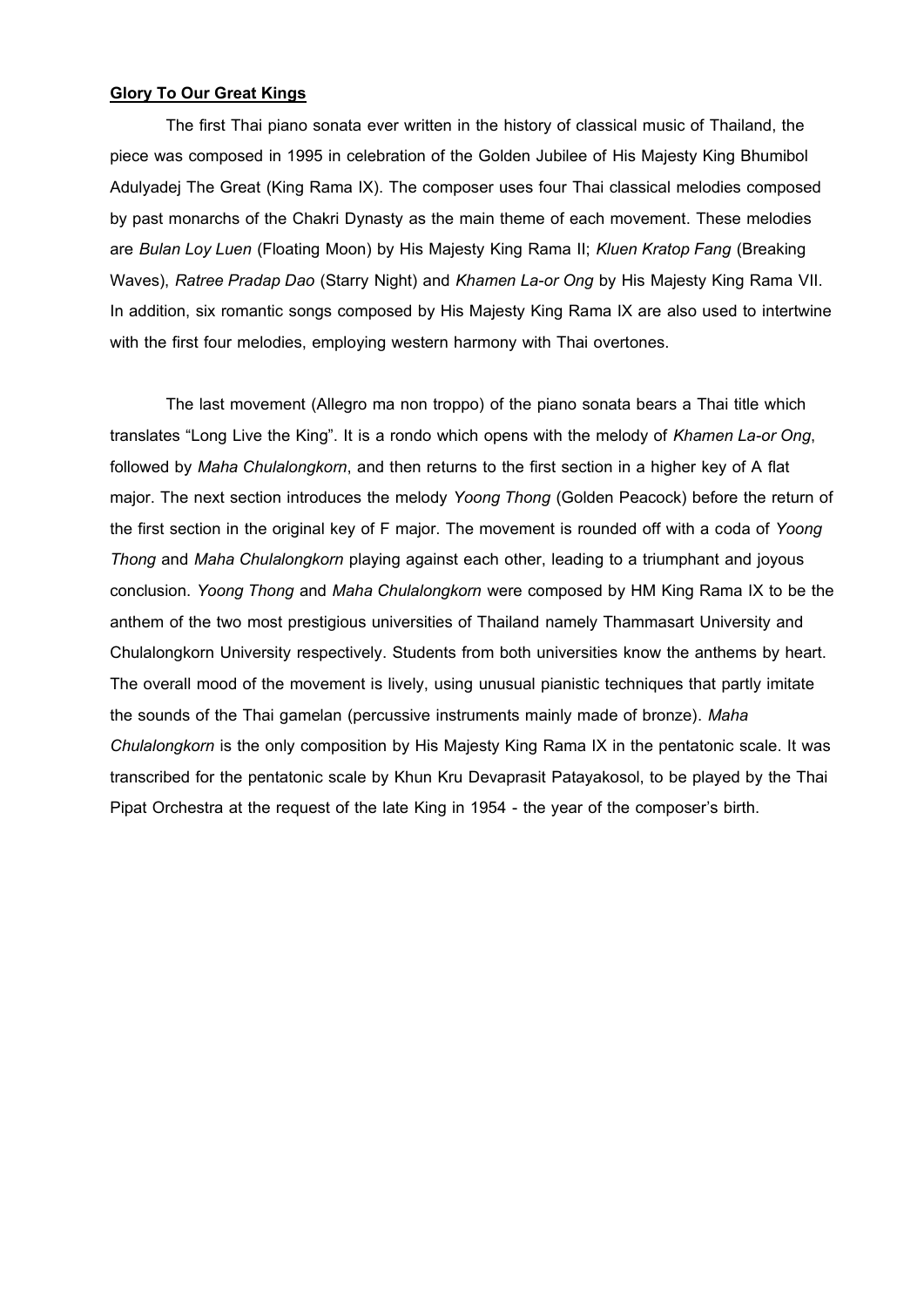**Glory To Our Great Kings**

The first Thai piano sonata ever written in the history of classical music of Thailand, the piece was composed in 1995 in celebration of the Golden Jubilee of His Majesty King Bhumibol Adulyadej The Great (King Rama IX). The composer uses four Thai classical melodies composed by past monarchs of the Chakri Dynasty as the main theme of each movement. These melodies are *Bulan Loy Luen* (Floating Moon) by His Majesty King Rama II; *Kluen Kratop Fang* (Breaking Waves), *Ratree Pradap Dao* (Starry Night) and *Khamen La-or Ong* by His Majesty King Rama VII. In addition, six romantic songs composed by His Majesty King Rama IX are also used to intertwine with the first four melodies, employing western harmony with Thai overtones.

The last movement (Allegro ma non troppo) of the piano sonata bears a Thai title which translates "Long Live the King". It is a rondo which opens with the melody of *Khamen La-or Ong*, followed by *Maha Chulalongkorn*, and then returns to the first section in a higher key of A flat major. The next section introduces the melody *Yoong Thong* (Golden Peacock) before the return of the first section in the original key of F major. The movement is rounded off with a coda of *Yoong Thong* and *Maha Chulalongkorn* playing against each other, leading to a triumphant and joyous conclusion. *Yoong Thong* and *Maha Chulalongkorn* were composed by HM King Rama IX to be the anthem of the two most prestigious universities of Thailand namely Thammasart University and Chulalongkorn University respectively. Students from both universities know the anthems by heart. The overall mood of the movement is lively, using unusual pianistic techniques that partly imitate the sounds of the Thai gamelan (percussive instruments mainly made of bronze). *Maha Chulalongkorn* is the only composition by His Majesty King Rama IX in the pentatonic scale. It was transcribed for the pentatonic scale by Khun Kru Devaprasit Patayakosol, to be played by the Thai Pipat Orchestra at the request of the late King in 1954 - the year of the composer's birth.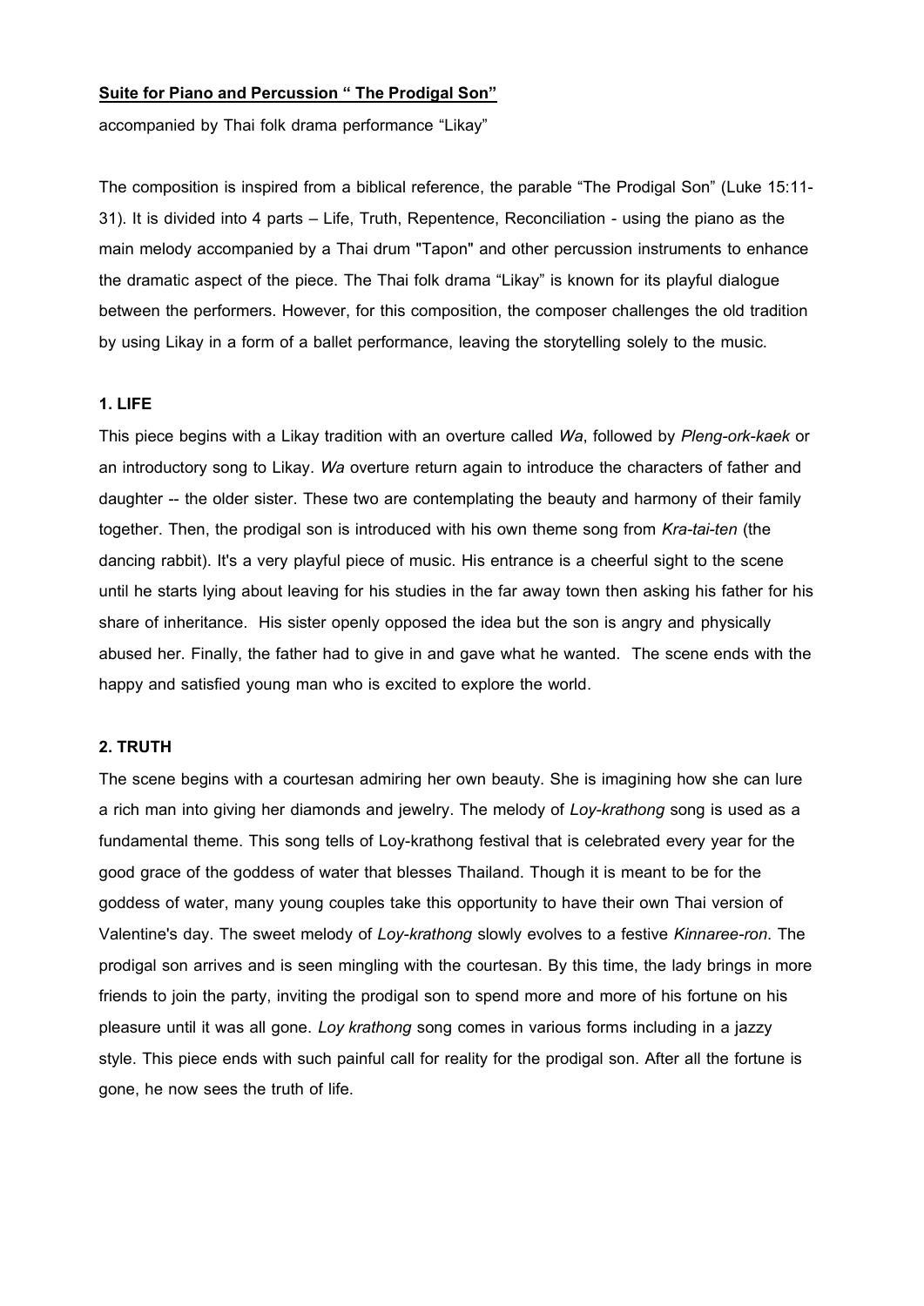**<u>Suite for Piano and Percussion " The Prodigal Son"</u>**

accompanied by Thai folk drama performance "Likay"

The composition is inspired from a biblical reference, the parable "The Prodigal Son" (Luke 15:11-31). It is divided into 4 parts – Life, Truth, Repentence, Reconciliation - using the piano as the main melody accompanied by a Thai drum "Tapon" and other percussion instruments to enhance the dramatic aspect of the piece. The Thai folk drama "Likay" is known for its playful dialogue between the performers. However, for this composition, the composer challenges the old tradition by using Likay in a form of a ballet performance, leaving the storytelling solely to the music.

**1. LIFE**

This piece begins with a Likay tradition with an overture called *Wa*, followed by *Pleng-ork-kaek* or an introductory song to Likay. *Wa* overture return again to introduce the characters of father and daughter -- the older sister. These two are contemplating the beauty and harmony of their family together. Then, the prodigal son is introduced with his own theme song from *Kra-tai-ten* (the dancing rabbit). It's a very playful piece of music. His entrance is a cheerful sight to the scene until he starts lying about leaving for his studies in the far away town then asking his father for his share of inheritance. His sister openly opposed the idea but the son is angry and physically abused her. Finally, the father had to give in and gave what he wanted. The scene ends with the happy and satisfied young man who is excited to explore the world.

**2. TRUTH**

The scene begins with a courtesan admiring her own beauty. She is imagining how she can lure a rich man into giving her diamonds and jewelry. The melody of *Loy-krathong* song is used as a fundamental theme. This song tells of Loy-krathong festival that is celebrated every year for the good grace of the goddess of water that blesses Thailand. Though it is meant to be for the goddess of water, many young couples take this opportunity to have their own Thai version of Valentine's day. The sweet melody of *Loy-krathong* slowly evolves to a festive *Kinnaree-ron*. The prodigal son arrives and is seen mingling with the courtesan. By this time, the lady brings in more friends to join the party, inviting the prodigal son to spend more and more of his fortune on his pleasure until it was all gone. *Loy krathong* song comes in various forms including in a jazzy style. This piece ends with such painful call for reality for the prodigal son. After all the fortune is gone, he now sees the truth of life.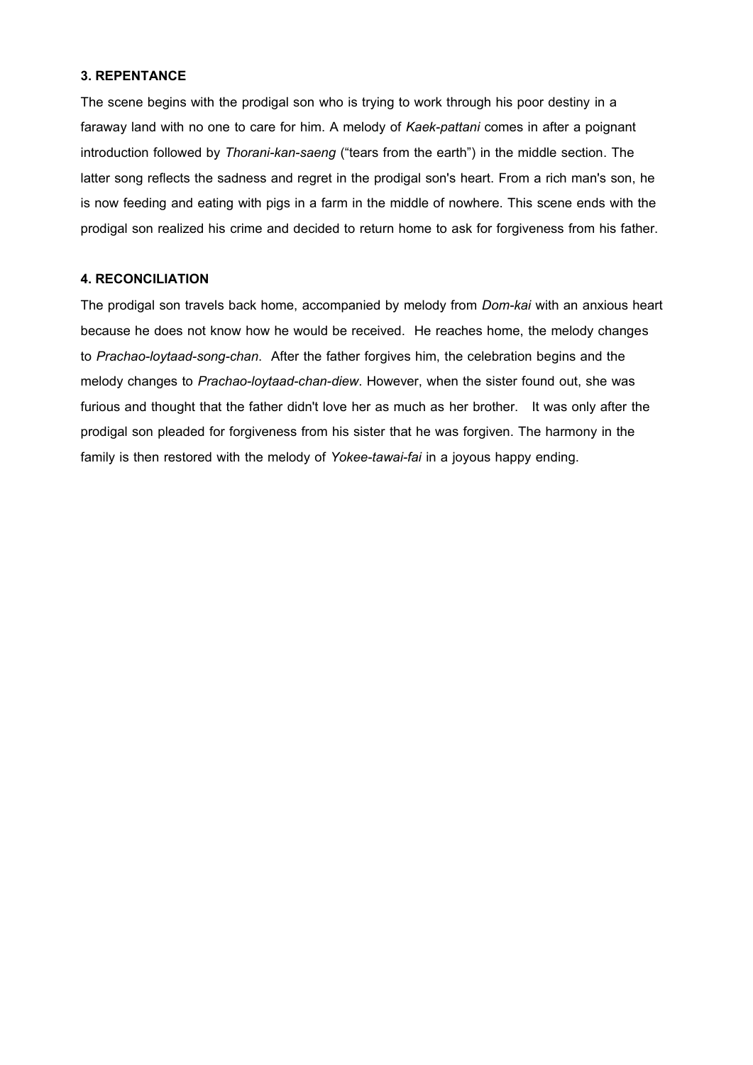### 3. REPENTANCE

The scene begins with the prodigal son who is trying to work through his poor destiny in a faraway land with no one to care for him. A melody of *Kaek-pattani* comes in after a poignant introduction followed by *Thorani-kan-saeng* ("tears from the earth") in the middle section. The latter song reflects the sadness and regret in the prodigal son's heart. From a rich man's son, he is now feeding and eating with pigs in a farm in the middle of nowhere. This scene ends with the prodigal son realized his crime and decided to return home to ask for forgiveness from his father.

### 4. RECONCILIATION

The prodigal son travels back home, accompanied by melody from *Dom-kai* with an anxious heart because he does not know how he would be received. He reaches home, the melody changes to *Prachao-loytaad-song-chan*. After the father forgives him, the celebration begins and the melody changes to *Prachao-loytaad-chan-diew*. However, when the sister found out, she was furious and thought that the father didn't love her as much as her brother. It was only after the prodigal son pleaded for forgiveness from his sister that he was forgiven. The harmony in the family is then restored with the melody of *Yokee-tawai-fai* in a joyous happy ending.